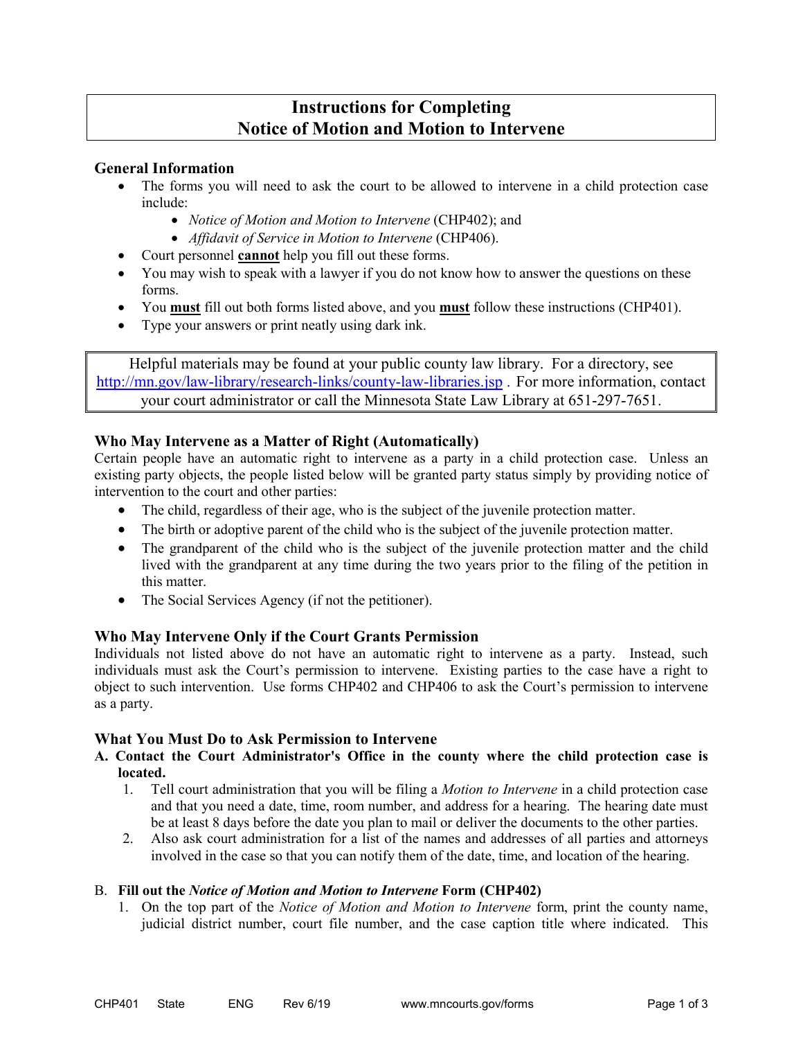# Instructions for Completing Notice of Motion and Motion to Intervene

## General Information

- The forms you will need to ask the court to be allowed to intervene in a child protection case include:
  - *Notice of Motion and Motion to Intervene* (CHP402); and
  - *Affidavit of Service in Motion to Intervene* (CHP406).
- Court personnel **cannot** help you fill out these forms.
- You may wish to speak with a lawyer if you do not know how to answer the questions on these forms.
- You **must** fill out both forms listed above, and you **must** follow these instructions (CHP401).
- Type your answers or print neatly using dark ink.

> Helpful materials may be found at your public county law library. For a directory, see http://mn.gov/law-library/research-links/county-law-libraries.jsp . For more information, contact your court administrator or call the Minnesota State Law Library at 651-297-7651.

## Who May Intervene as a Matter of Right (Automatically)

Certain people have an automatic right to intervene as a party in a child protection case. Unless an existing party objects, the people listed below will be granted party status simply by providing notice of intervention to the court and other parties:

- The child, regardless of their age, who is the subject of the juvenile protection matter.
- The birth or adoptive parent of the child who is the subject of the juvenile protection matter.
- The grandparent of the child who is the subject of the juvenile protection matter and the child lived with the grandparent at any time during the two years prior to the filing of the petition in this matter.
- The Social Services Agency (if not the petitioner).

## Who May Intervene Only if the Court Grants Permission

Individuals not listed above do not have an automatic right to intervene as a party. Instead, such individuals must ask the Court's permission to intervene. Existing parties to the case have a right to object to such intervention. Use forms CHP402 and CHP406 to ask the Court's permission to intervene as a party.

## What You Must Do to Ask Permission to Intervene

**A. Contact the Court Administrator's Office in the county where the child protection case is located.**

1. Tell court administration that you will be filing a *Motion to Intervene* in a child protection case and that you need a date, time, room number, and address for a hearing. The hearing date must be at least 8 days before the date you plan to mail or deliver the documents to the other parties.
2. Also ask court administration for a list of the names and addresses of all parties and attorneys involved in the case so that you can notify them of the date, time, and location of the hearing.

B. **Fill out the *Notice of Motion and Motion to Intervene* Form (CHP402)**

1. On the top part of the *Notice of Motion and Motion to Intervene* form, print the county name, judicial district number, court file number, and the case caption title where indicated. This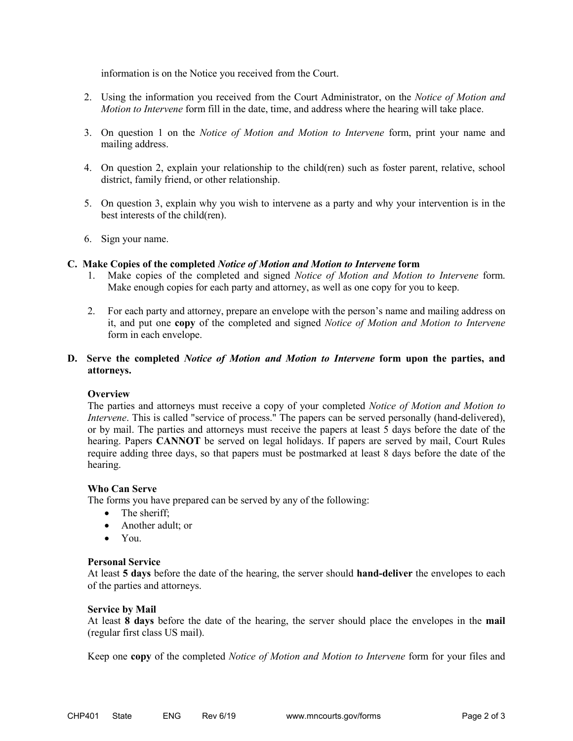information is on the Notice you received from the Court.

2. Using the information you received from the Court Administrator, on the *Notice of Motion and Motion to Intervene* form fill in the date, time, and address where the hearing will take place.

3. On question 1 on the *Notice of Motion and Motion to Intervene* form, print your name and mailing address.

4. On question 2, explain your relationship to the child(ren) such as foster parent, relative, school district, family friend, or other relationship.

5. On question 3, explain why you wish to intervene as a party and why your intervention is in the best interests of the child(ren).

6. Sign your name.

### C. Make Copies of the completed *Notice of Motion and Motion to Intervene* form

1. Make copies of the completed and signed *Notice of Motion and Motion to Intervene* form. Make enough copies for each party and attorney, as well as one copy for you to keep.

2. For each party and attorney, prepare an envelope with the person's name and mailing address on it, and put one **copy** of the completed and signed *Notice of Motion and Motion to Intervene* form in each envelope.

### D. Serve the completed *Notice of Motion and Motion to Intervene* form upon the parties, and attorneys.

**Overview**

The parties and attorneys must receive a copy of your completed *Notice of Motion and Motion to Intervene*. This is called "service of process." The papers can be served personally (hand-delivered), or by mail. The parties and attorneys must receive the papers at least 5 days before the date of the hearing. Papers **CANNOT** be served on legal holidays. If papers are served by mail, Court Rules require adding three days, so that papers must be postmarked at least 8 days before the date of the hearing.

**Who Can Serve**

The forms you have prepared can be served by any of the following:

- The sheriff;
- Another adult; or
- You.

**Personal Service**

At least **5 days** before the date of the hearing, the server should **hand-deliver** the envelopes to each of the parties and attorneys.

**Service by Mail**

At least **8 days** before the date of the hearing, the server should place the envelopes in the **mail** (regular first class US mail).

Keep one **copy** of the completed *Notice of Motion and Motion to Intervene* form for your files and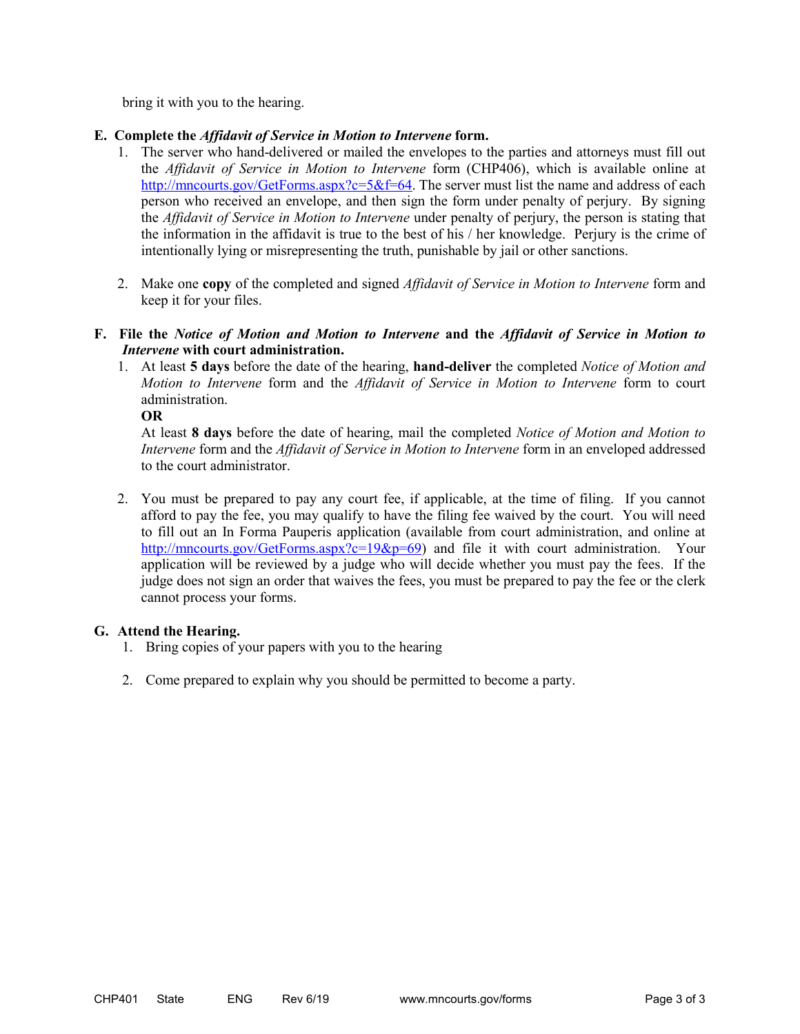bring it with you to the hearing.

**E. Complete the *Affidavit of Service in Motion to Intervene* form.**

1. The server who hand-delivered or mailed the envelopes to the parties and attorneys must fill out the *Affidavit of Service in Motion to Intervene* form (CHP406), which is available online at http://mncourts.gov/GetForms.aspx?c=5&f=64. The server must list the name and address of each person who received an envelope, and then sign the form under penalty of perjury. By signing the *Affidavit of Service in Motion to Intervene* under penalty of perjury, the person is stating that the information in the affidavit is true to the best of his / her knowledge. Perjury is the crime of intentionally lying or misrepresenting the truth, punishable by jail or other sanctions.

2. Make one **copy** of the completed and signed *Affidavit of Service in Motion to Intervene* form and keep it for your files.

**F. File the *Notice of Motion and Motion to Intervene* and the *Affidavit of Service in Motion to Intervene* with court administration.**

1. At least **5 days** before the date of the hearing, **hand-deliver** the completed *Notice of Motion and Motion to Intervene* form and the *Affidavit of Service in Motion to Intervene* form to court administration.

   **OR**

   At least **8 days** before the date of hearing, mail the completed *Notice of Motion and Motion to Intervene* form and the *Affidavit of Service in Motion to Intervene* form in an enveloped addressed to the court administrator.

2. You must be prepared to pay any court fee, if applicable, at the time of filing. If you cannot afford to pay the fee, you may qualify to have the filing fee waived by the court. You will need to fill out an In Forma Pauperis application (available from court administration, and online at http://mncourts.gov/GetForms.aspx?c=19&p=69) and file it with court administration. Your application will be reviewed by a judge who will decide whether you must pay the fees. If the judge does not sign an order that waives the fees, you must be prepared to pay the fee or the clerk cannot process your forms.

**G. Attend the Hearing.**

1. Bring copies of your papers with you to the hearing

2. Come prepared to explain why you should be permitted to become a party.